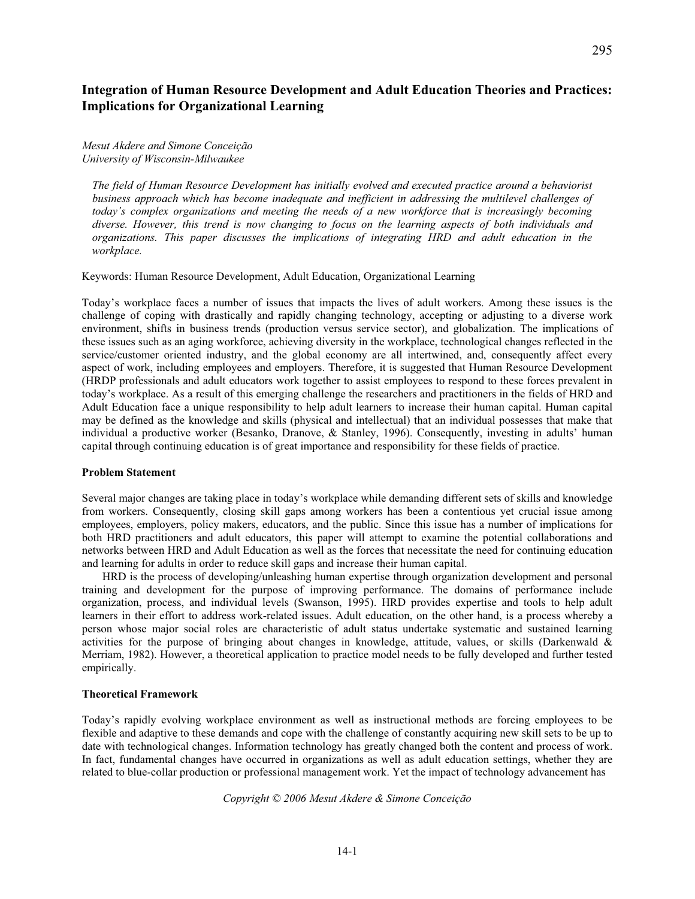# Integration of Human Resource Development and Adult Education Theories and Practices: Implications for Organizational Learning

*Mesut Akdere and Simone Conceição*
*University of Wisconsin-Milwaukee*

*The field of Human Resource Development has initially evolved and executed practice around a behaviorist business approach which has become inadequate and inefficient in addressing the multilevel challenges of today's complex organizations and meeting the needs of a new workforce that is increasingly becoming diverse. However, this trend is now changing to focus on the learning aspects of both individuals and organizations. This paper discusses the implications of integrating HRD and adult education in the workplace.*

Keywords: Human Resource Development, Adult Education, Organizational Learning

Today's workplace faces a number of issues that impacts the lives of adult workers. Among these issues is the challenge of coping with drastically and rapidly changing technology, accepting or adjusting to a diverse work environment, shifts in business trends (production versus service sector), and globalization. The implications of these issues such as an aging workforce, achieving diversity in the workplace, technological changes reflected in the service/customer oriented industry, and the global economy are all intertwined, and, consequently affect every aspect of work, including employees and employers. Therefore, it is suggested that Human Resource Development (HRDP professionals and adult educators work together to assist employees to respond to these forces prevalent in today's workplace. As a result of this emerging challenge the researchers and practitioners in the fields of HRD and Adult Education face a unique responsibility to help adult learners to increase their human capital. Human capital may be defined as the knowledge and skills (physical and intellectual) that an individual possesses that make that individual a productive worker (Besanko, Dranove, & Stanley, 1996). Consequently, investing in adults' human capital through continuing education is of great importance and responsibility for these fields of practice.

## Problem Statement

Several major changes are taking place in today's workplace while demanding different sets of skills and knowledge from workers. Consequently, closing skill gaps among workers has been a contentious yet crucial issue among employees, employers, policy makers, educators, and the public. Since this issue has a number of implications for both HRD practitioners and adult educators, this paper will attempt to examine the potential collaborations and networks between HRD and Adult Education as well as the forces that necessitate the need for continuing education and learning for adults in order to reduce skill gaps and increase their human capital.

HRD is the process of developing/unleashing human expertise through organization development and personal training and development for the purpose of improving performance. The domains of performance include organization, process, and individual levels (Swanson, 1995). HRD provides expertise and tools to help adult learners in their effort to address work-related issues. Adult education, on the other hand, is a process whereby a person whose major social roles are characteristic of adult status undertake systematic and sustained learning activities for the purpose of bringing about changes in knowledge, attitude, values, or skills (Darkenwald & Merriam, 1982). However, a theoretical application to practice model needs to be fully developed and further tested empirically.

## Theoretical Framework

Today's rapidly evolving workplace environment as well as instructional methods are forcing employees to be flexible and adaptive to these demands and cope with the challenge of constantly acquiring new skill sets to be up to date with technological changes. Information technology has greatly changed both the content and process of work. In fact, fundamental changes have occurred in organizations as well as adult education settings, whether they are related to blue-collar production or professional management work. Yet the impact of technology advancement has

*Copyright © 2006 Mesut Akdere & Simone Conceição*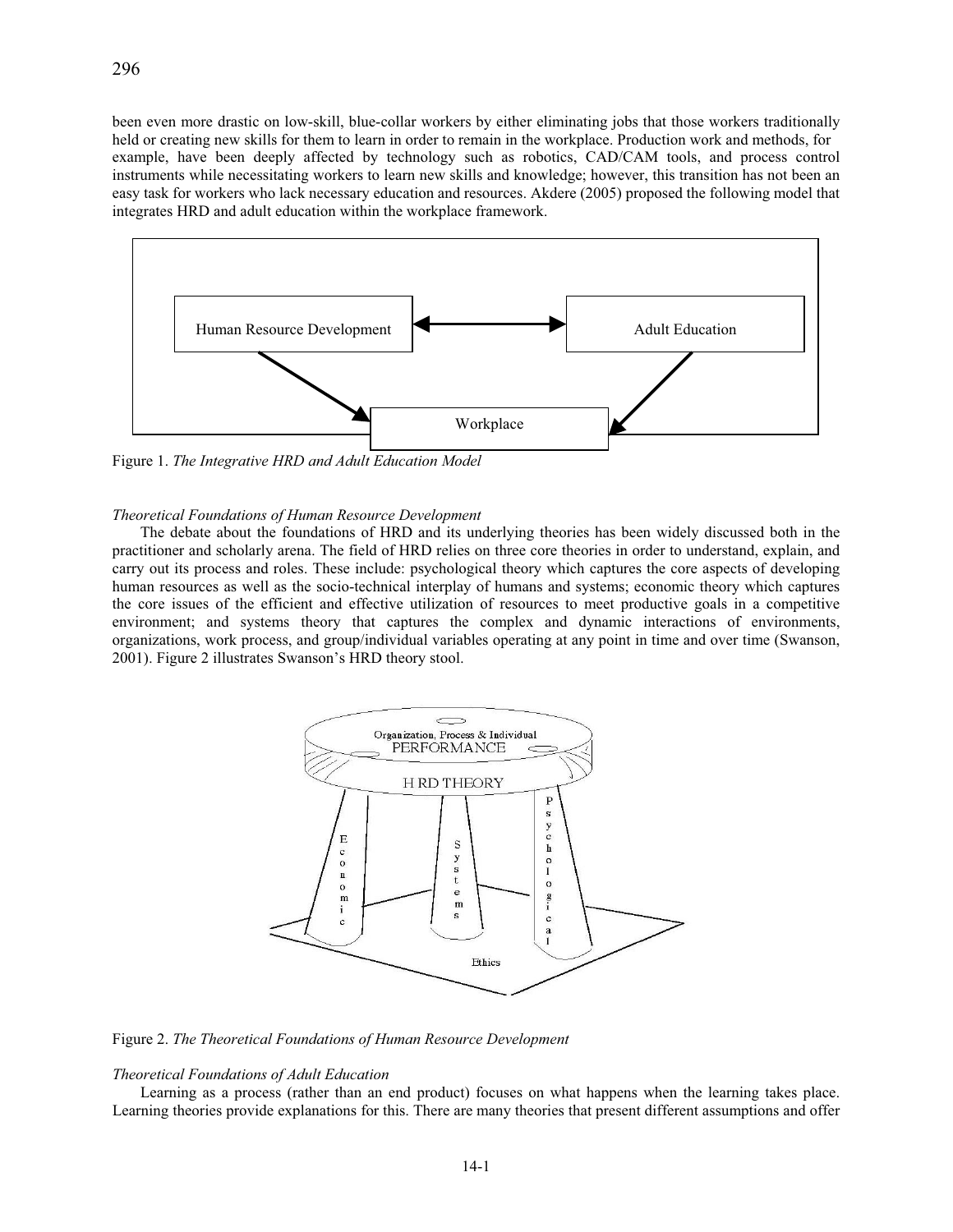been even more drastic on low-skill, blue-collar workers by either eliminating jobs that those workers traditionally held or creating new skills for them to learn in order to remain in the workplace. Production work and methods, for example, have been deeply affected by technology such as robotics, CAD/CAM tools, and process control instruments while necessitating workers to learn new skills and knowledge; however, this transition has not been an easy task for workers who lack necessary education and resources. Akdere (2005) proposed the following model that integrates HRD and adult education within the workplace framework.

Human Resource Development ↔ Adult Education

Workplace

Figure 1. *The Integrative HRD and Adult Education Model*

*Theoretical Foundations of Human Resource Development*

The debate about the foundations of HRD and its underlying theories has been widely discussed both in the practitioner and scholarly arena. The field of HRD relies on three core theories in order to understand, explain, and carry out its process and roles. These include: psychological theory which captures the core aspects of developing human resources as well as the socio-technical interplay of humans and systems; economic theory which captures the core issues of the efficient and effective utilization of resources to meet productive goals in a competitive environment; and systems theory that captures the complex and dynamic interactions of environments, organizations, work process, and group/individual variables operating at any point in time and over time (Swanson, 2001). Figure 2 illustrates Swanson's HRD theory stool.

Organization, Process & Individual PERFORMANCE

HRD THEORY

Economic — Systems — Psychological

Ethics

Figure 2. *The Theoretical Foundations of Human Resource Development*

*Theoretical Foundations of Adult Education*

Learning as a process (rather than an end product) focuses on what happens when the learning takes place. Learning theories provide explanations for this. There are many theories that present different assumptions and offer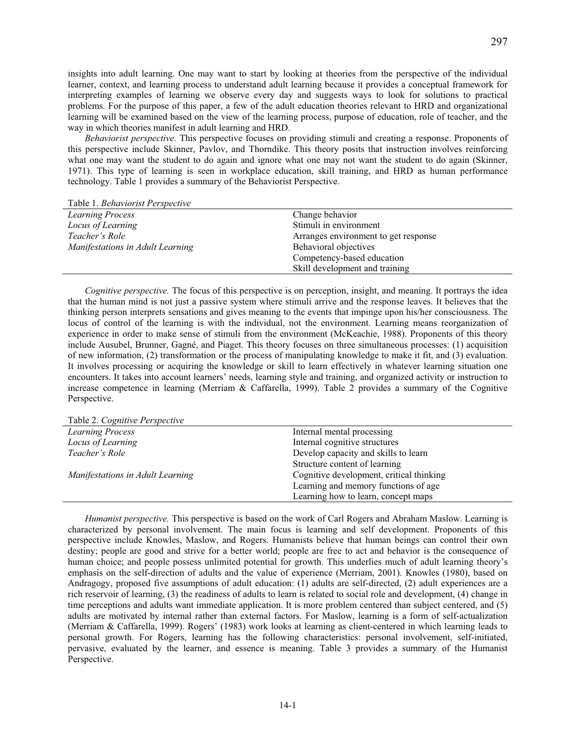insights into adult learning. One may want to start by looking at theories from the perspective of the individual learner, context, and learning process to understand adult learning because it provides a conceptual framework for interpreting examples of learning we observe every day and suggests ways to look for solutions to practical problems. For the purpose of this paper, a few of the adult education theories relevant to HRD and organizational learning will be examined based on the view of the learning process, purpose of education, role of teacher, and the way in which theories manifest in adult learning and HRD.

*Behaviorist perspective.* This perspective focuses on providing stimuli and creating a response. Proponents of this perspective include Skinner, Pavlov, and Thorndike. This theory posits that instruction involves reinforcing what one may want the student to do again and ignore what one may not want the student to do again (Skinner, 1971). This type of learning is seen in workplace education, skill training, and HRD as human performance technology. Table 1 provides a summary of the Behaviorist Perspective.

Table 1. *Behaviorist Perspective*

| | |
|---|---|
| *Learning Process* | Change behavior |
| *Locus of Learning* | Stimuli in environment |
| *Teacher's Role* | Arranges environment to get response |
| *Manifestations in Adult Learning* | Behavioral objectives |
| | Competency-based education |
| | Skill development and training |

*Cognitive perspective.* The focus of this perspective is on perception, insight, and meaning. It portrays the idea that the human mind is not just a passive system where stimuli arrive and the response leaves. It believes that the thinking person interprets sensations and gives meaning to the events that impinge upon his/her consciousness. The locus of control of the learning is with the individual, not the environment. Learning means reorganization of experience in order to make sense of stimuli from the environment (McKeachie, 1988). Proponents of this theory include Ausubel, Brunner, Gagné, and Piaget. This theory focuses on three simultaneous processes: (1) acquisition of new information, (2) transformation or the process of manipulating knowledge to make it fit, and (3) evaluation. It involves processing or acquiring the knowledge or skill to learn effectively in whatever learning situation one encounters. It takes into account learners' needs, learning style and training, and organized activity or instruction to increase competence in learning (Merriam & Caffarella, 1999). Table 2 provides a summary of the Cognitive Perspective.

Table 2. *Cognitive Perspective*

| | |
|---|---|
| *Learning Process* | Internal mental processing |
| *Locus of Learning* | Internal cognitive structures |
| *Teacher's Role* | Develop capacity and skills to learn |
| | Structure content of learning |
| *Manifestations in Adult Learning* | Cognitive development, critical thinking |
| | Learning and memory functions of age |
| | Learning how to learn, concept maps |

*Humanist perspective.* This perspective is based on the work of Carl Rogers and Abraham Maslow. Learning is characterized by personal involvement. The main focus is learning and self development. Proponents of this perspective include Knowles, Maslow, and Rogers. Humanists believe that human beings can control their own destiny; people are good and strive for a better world; people are free to act and behavior is the consequence of human choice; and people possess unlimited potential for growth. This underlies much of adult learning theory's emphasis on the self-direction of adults and the value of experience (Merriam, 2001). Knowles (1980), based on Andragogy, proposed five assumptions of adult education: (1) adults are self-directed, (2) adult experiences are a rich reservoir of learning, (3) the readiness of adults to learn is related to social role and development, (4) change in time perceptions and adults want immediate application. It is more problem centered than subject centered, and (5) adults are motivated by internal rather than external factors. For Maslow, learning is a form of self-actualization (Merriam & Caffarella, 1999). Rogers' (1983) work looks at learning as client-centered in which learning leads to personal growth. For Rogers, learning has the following characteristics: personal involvement, self-initiated, pervasive, evaluated by the learner, and essence is meaning. Table 3 provides a summary of the Humanist Perspective.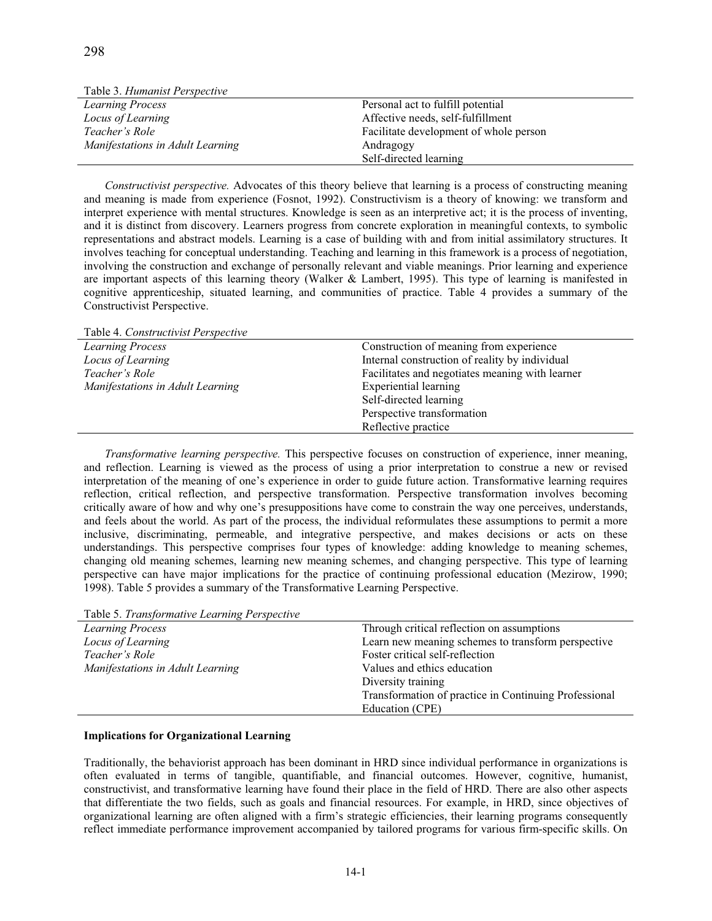Table 3. *Humanist Perspective*

| | |
|---|---|
| *Learning Process* | Personal act to fulfill potential |
| *Locus of Learning* | Affective needs, self-fulfillment |
| *Teacher's Role* | Facilitate development of whole person |
| *Manifestations in Adult Learning* | Andragogy<br>Self-directed learning |

*Constructivist perspective.* Advocates of this theory believe that learning is a process of constructing meaning and meaning is made from experience (Fosnot, 1992). Constructivism is a theory of knowing: we transform and interpret experience with mental structures. Knowledge is seen as an interpretive act; it is the process of inventing, and it is distinct from discovery. Learners progress from concrete exploration in meaningful contexts, to symbolic representations and abstract models. Learning is a case of building with and from initial assimilatory structures. It involves teaching for conceptual understanding. Teaching and learning in this framework is a process of negotiation, involving the construction and exchange of personally relevant and viable meanings. Prior learning and experience are important aspects of this learning theory (Walker & Lambert, 1995). This type of learning is manifested in cognitive apprenticeship, situated learning, and communities of practice. Table 4 provides a summary of the Constructivist Perspective.

Table 4. *Constructivist Perspective*

| | |
|---|---|
| *Learning Process* | Construction of meaning from experience |
| *Locus of Learning* | Internal construction of reality by individual |
| *Teacher's Role* | Facilitates and negotiates meaning with learner |
| *Manifestations in Adult Learning* | Experiential learning<br>Self-directed learning<br>Perspective transformation<br>Reflective practice |

*Transformative learning perspective.* This perspective focuses on construction of experience, inner meaning, and reflection. Learning is viewed as the process of using a prior interpretation to construe a new or revised interpretation of the meaning of one's experience in order to guide future action. Transformative learning requires reflection, critical reflection, and perspective transformation. Perspective transformation involves becoming critically aware of how and why one's presuppositions have come to constrain the way one perceives, understands, and feels about the world. As part of the process, the individual reformulates these assumptions to permit a more inclusive, discriminating, permeable, and integrative perspective, and makes decisions or acts on these understandings. This perspective comprises four types of knowledge: adding knowledge to meaning schemes, changing old meaning schemes, learning new meaning schemes, and changing perspective. This type of learning perspective can have major implications for the practice of continuing professional education (Mezirow, 1990; 1998). Table 5 provides a summary of the Transformative Learning Perspective.

Table 5. *Transformative Learning Perspective*

| | |
|---|---|
| *Learning Process* | Through critical reflection on assumptions |
| *Locus of Learning* | Learn new meaning schemes to transform perspective |
| *Teacher's Role* | Foster critical self-reflection |
| *Manifestations in Adult Learning* | Values and ethics education<br>Diversity training<br>Transformation of practice in Continuing Professional Education (CPE) |

**Implications for Organizational Learning**

Traditionally, the behaviorist approach has been dominant in HRD since individual performance in organizations is often evaluated in terms of tangible, quantifiable, and financial outcomes. However, cognitive, humanist, constructivist, and transformative learning have found their place in the field of HRD. There are also other aspects that differentiate the two fields, such as goals and financial resources. For example, in HRD, since objectives of organizational learning are often aligned with a firm's strategic efficiencies, their learning programs consequently reflect immediate performance improvement accompanied by tailored programs for various firm-specific skills. On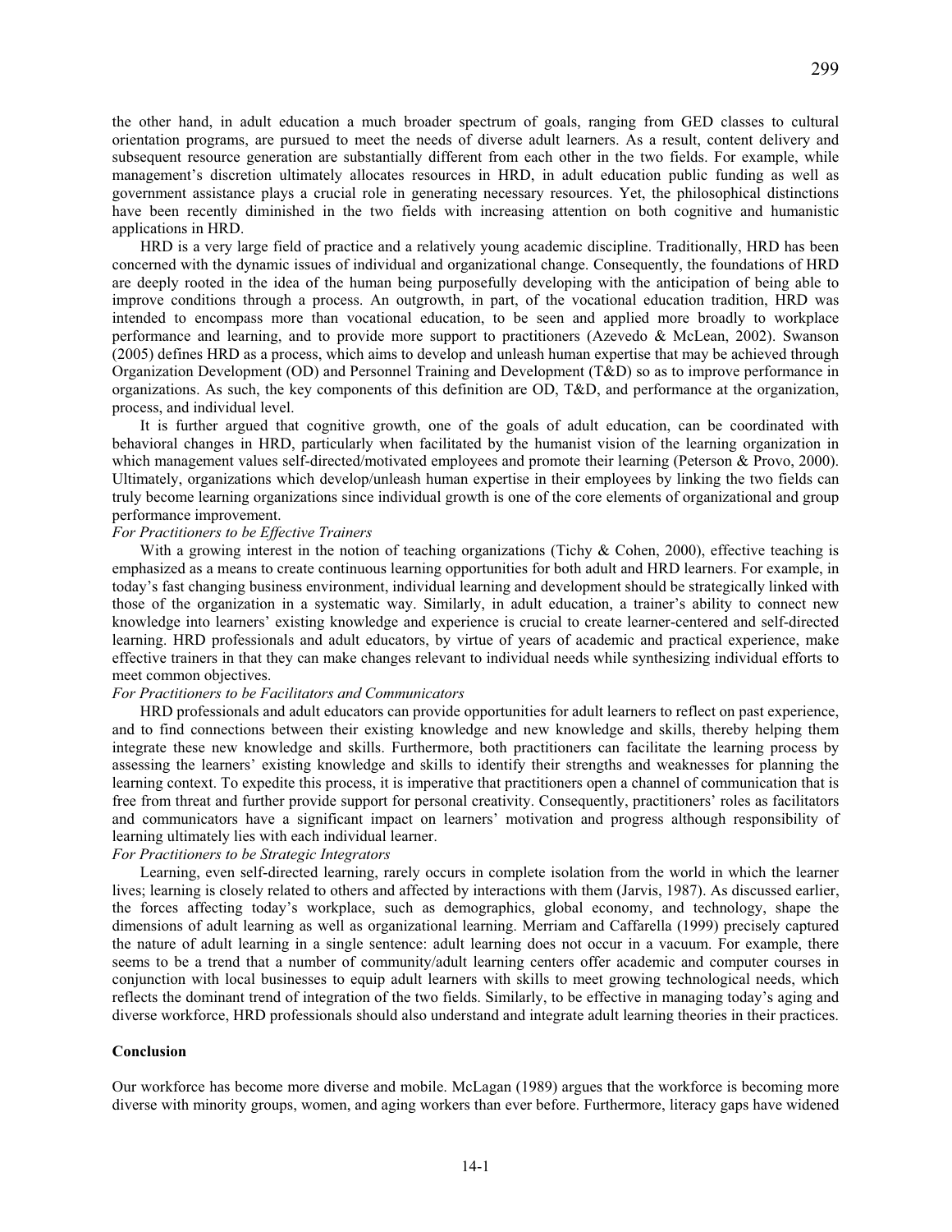the other hand, in adult education a much broader spectrum of goals, ranging from GED classes to cultural orientation programs, are pursued to meet the needs of diverse adult learners. As a result, content delivery and subsequent resource generation are substantially different from each other in the two fields. For example, while management's discretion ultimately allocates resources in HRD, in adult education public funding as well as government assistance plays a crucial role in generating necessary resources. Yet, the philosophical distinctions have been recently diminished in the two fields with increasing attention on both cognitive and humanistic applications in HRD.

HRD is a very large field of practice and a relatively young academic discipline. Traditionally, HRD has been concerned with the dynamic issues of individual and organizational change. Consequently, the foundations of HRD are deeply rooted in the idea of the human being purposefully developing with the anticipation of being able to improve conditions through a process. An outgrowth, in part, of the vocational education tradition, HRD was intended to encompass more than vocational education, to be seen and applied more broadly to workplace performance and learning, and to provide more support to practitioners (Azevedo & McLean, 2002). Swanson (2005) defines HRD as a process, which aims to develop and unleash human expertise that may be achieved through Organization Development (OD) and Personnel Training and Development (T&D) so as to improve performance in organizations. As such, the key components of this definition are OD, T&D, and performance at the organization, process, and individual level.

It is further argued that cognitive growth, one of the goals of adult education, can be coordinated with behavioral changes in HRD, particularly when facilitated by the humanist vision of the learning organization in which management values self-directed/motivated employees and promote their learning (Peterson & Provo, 2000). Ultimately, organizations which develop/unleash human expertise in their employees by linking the two fields can truly become learning organizations since individual growth is one of the core elements of organizational and group performance improvement.

*For Practitioners to be Effective Trainers*

With a growing interest in the notion of teaching organizations (Tichy & Cohen, 2000), effective teaching is emphasized as a means to create continuous learning opportunities for both adult and HRD learners. For example, in today's fast changing business environment, individual learning and development should be strategically linked with those of the organization in a systematic way. Similarly, in adult education, a trainer's ability to connect new knowledge into learners' existing knowledge and experience is crucial to create learner-centered and self-directed learning. HRD professionals and adult educators, by virtue of years of academic and practical experience, make effective trainers in that they can make changes relevant to individual needs while synthesizing individual efforts to meet common objectives.

*For Practitioners to be Facilitators and Communicators*

HRD professionals and adult educators can provide opportunities for adult learners to reflect on past experience, and to find connections between their existing knowledge and new knowledge and skills, thereby helping them integrate these new knowledge and skills. Furthermore, both practitioners can facilitate the learning process by assessing the learners' existing knowledge and skills to identify their strengths and weaknesses for planning the learning context. To expedite this process, it is imperative that practitioners open a channel of communication that is free from threat and further provide support for personal creativity. Consequently, practitioners' roles as facilitators and communicators have a significant impact on learners' motivation and progress although responsibility of learning ultimately lies with each individual learner.

*For Practitioners to be Strategic Integrators*

Learning, even self-directed learning, rarely occurs in complete isolation from the world in which the learner lives; learning is closely related to others and affected by interactions with them (Jarvis, 1987). As discussed earlier, the forces affecting today's workplace, such as demographics, global economy, and technology, shape the dimensions of adult learning as well as organizational learning. Merriam and Caffarella (1999) precisely captured the nature of adult learning in a single sentence: adult learning does not occur in a vacuum. For example, there seems to be a trend that a number of community/adult learning centers offer academic and computer courses in conjunction with local businesses to equip adult learners with skills to meet growing technological needs, which reflects the dominant trend of integration of the two fields. Similarly, to be effective in managing today's aging and diverse workforce, HRD professionals should also understand and integrate adult learning theories in their practices.

## Conclusion

Our workforce has become more diverse and mobile. McLagan (1989) argues that the workforce is becoming more diverse with minority groups, women, and aging workers than ever before. Furthermore, literacy gaps have widened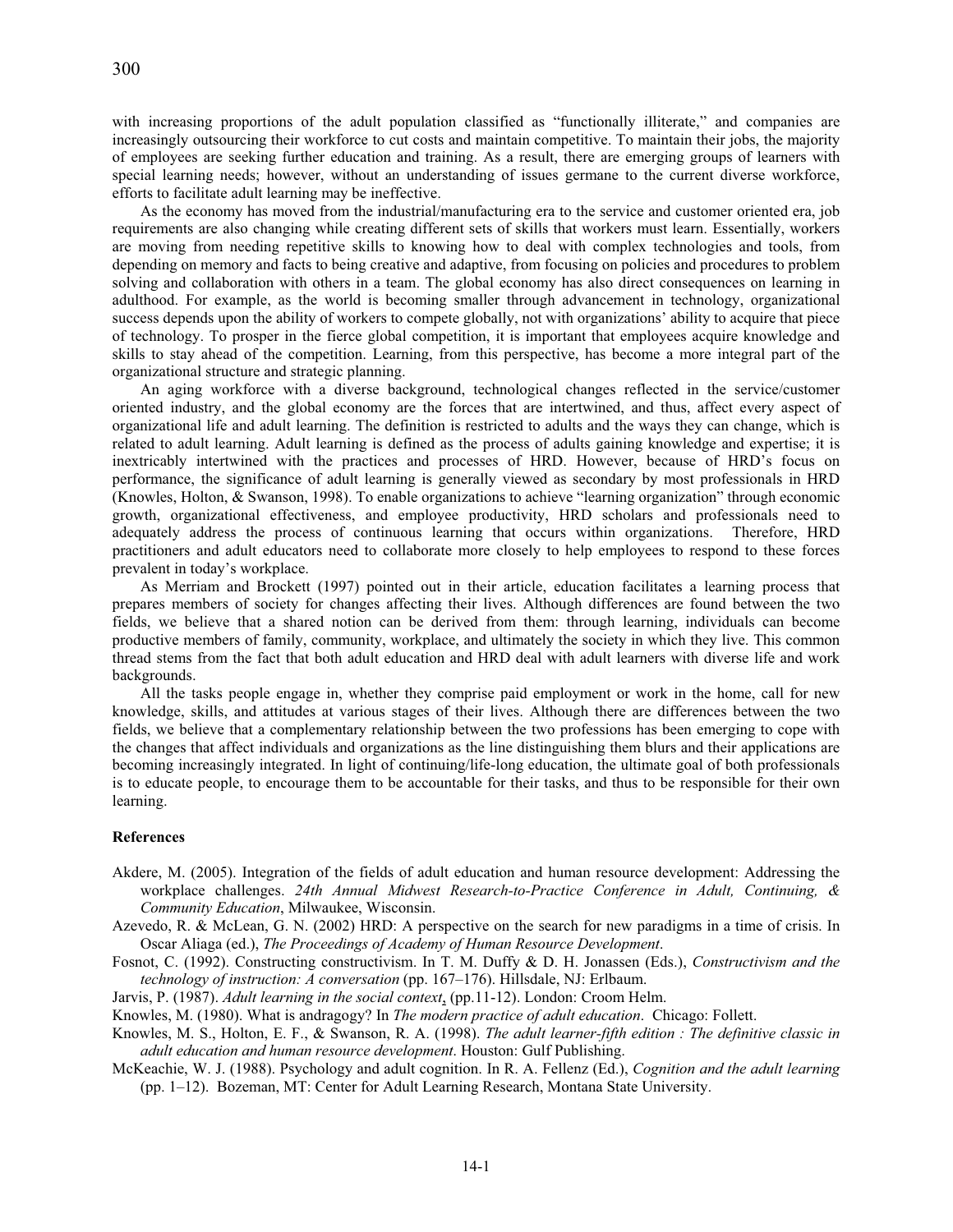with increasing proportions of the adult population classified as "functionally illiterate," and companies are increasingly outsourcing their workforce to cut costs and maintain competitive. To maintain their jobs, the majority of employees are seeking further education and training. As a result, there are emerging groups of learners with special learning needs; however, without an understanding of issues germane to the current diverse workforce, efforts to facilitate adult learning may be ineffective.

As the economy has moved from the industrial/manufacturing era to the service and customer oriented era, job requirements are also changing while creating different sets of skills that workers must learn. Essentially, workers are moving from needing repetitive skills to knowing how to deal with complex technologies and tools, from depending on memory and facts to being creative and adaptive, from focusing on policies and procedures to problem solving and collaboration with others in a team. The global economy has also direct consequences on learning in adulthood. For example, as the world is becoming smaller through advancement in technology, organizational success depends upon the ability of workers to compete globally, not with organizations' ability to acquire that piece of technology. To prosper in the fierce global competition, it is important that employees acquire knowledge and skills to stay ahead of the competition. Learning, from this perspective, has become a more integral part of the organizational structure and strategic planning.

An aging workforce with a diverse background, technological changes reflected in the service/customer oriented industry, and the global economy are the forces that are intertwined, and thus, affect every aspect of organizational life and adult learning. The definition is restricted to adults and the ways they can change, which is related to adult learning. Adult learning is defined as the process of adults gaining knowledge and expertise; it is inextricably intertwined with the practices and processes of HRD. However, because of HRD's focus on performance, the significance of adult learning is generally viewed as secondary by most professionals in HRD (Knowles, Holton, & Swanson, 1998). To enable organizations to achieve "learning organization" through economic growth, organizational effectiveness, and employee productivity, HRD scholars and professionals need to adequately address the process of continuous learning that occurs within organizations. Therefore, HRD practitioners and adult educators need to collaborate more closely to help employees to respond to these forces prevalent in today's workplace.

As Merriam and Brockett (1997) pointed out in their article, education facilitates a learning process that prepares members of society for changes affecting their lives. Although differences are found between the two fields, we believe that a shared notion can be derived from them: through learning, individuals can become productive members of family, community, workplace, and ultimately the society in which they live. This common thread stems from the fact that both adult education and HRD deal with adult learners with diverse life and work backgrounds.

All the tasks people engage in, whether they comprise paid employment or work in the home, call for new knowledge, skills, and attitudes at various stages of their lives. Although there are differences between the two fields, we believe that a complementary relationship between the two professions has been emerging to cope with the changes that affect individuals and organizations as the line distinguishing them blurs and their applications are becoming increasingly integrated. In light of continuing/life-long education, the ultimate goal of both professionals is to educate people, to encourage them to be accountable for their tasks, and thus to be responsible for their own learning.

**References**

Akdere, M. (2005). Integration of the fields of adult education and human resource development: Addressing the workplace challenges. *24th Annual Midwest Research-to-Practice Conference in Adult, Continuing, & Community Education*, Milwaukee, Wisconsin.

Azevedo, R. & McLean, G. N. (2002) HRD: A perspective on the search for new paradigms in a time of crisis. In Oscar Aliaga (ed.), *The Proceedings of Academy of Human Resource Development*.

Fosnot, C. (1992). Constructing constructivism. In T. M. Duffy & D. H. Jonassen (Eds.), *Constructivism and the technology of instruction: A conversation* (pp. 167–176). Hillsdale, NJ: Erlbaum.

Jarvis, P. (1987). *Adult learning in the social context*, (pp.11-12). London: Croom Helm.

Knowles, M. (1980). What is andragogy? In *The modern practice of adult education*. Chicago: Follett.

Knowles, M. S., Holton, E. F., & Swanson, R. A. (1998). *The adult learner-fifth edition : The definitive classic in adult education and human resource development*. Houston: Gulf Publishing.

McKeachie, W. J. (1988). Psychology and adult cognition. In R. A. Fellenz (Ed.), *Cognition and the adult learning* (pp. 1–12). Bozeman, MT: Center for Adult Learning Research, Montana State University.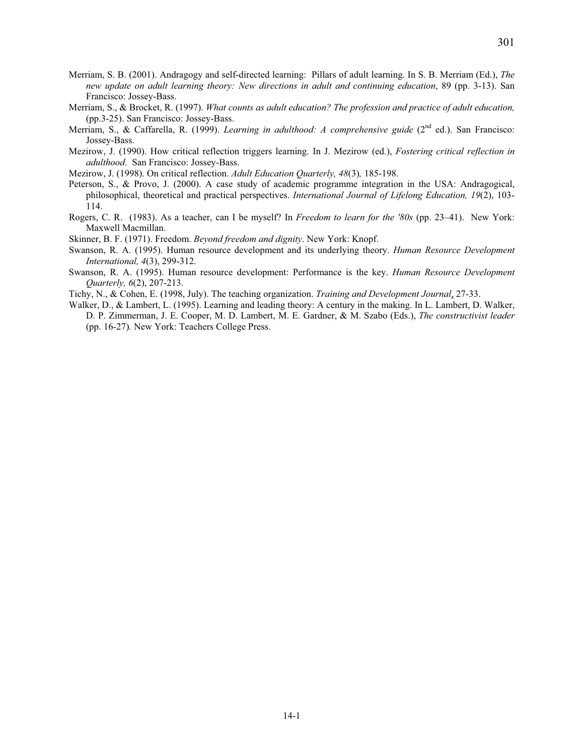Merriam, S. B. (2001). Andragogy and self-directed learning: Pillars of adult learning. In S. B. Merriam (Ed.), *The new update on adult learning theory: New directions in adult and continuing education*, 89 (pp. 3-13). San Francisco: Jossey-Bass.

Merriam, S., & Brocket, R. (1997). *What counts as adult education? The profession and practice of adult education,* (pp.3-25). San Francisco: Jossey-Bass.

Merriam, S., & Caffarella, R. (1999). *Learning in adulthood: A comprehensive guide* (2nd ed.). San Francisco: Jossey-Bass.

Mezirow, J. (1990). How critical reflection triggers learning. In J. Mezirow (ed.), *Fostering critical reflection in adulthood*. San Francisco: Jossey-Bass.

Mezirow, J. (1998). On critical reflection. *Adult Education Quarterly, 48*(3)*,* 185-198.

Peterson, S., & Provo, J. (2000). A case study of academic programme integration in the USA: Andragogical, philosophical, theoretical and practical perspectives. *International Journal of Lifelong Education, 19*(2), 103-114.

Rogers, C. R. (1983). As a teacher, can I be myself? In *Freedom to learn for the '80s* (pp. 23–41). New York: Maxwell Macmillan.

Skinner, B. F. (1971). Freedom. *Beyond freedom and dignity*. New York: Knopf.

Swanson, R. A. (1995). Human resource development and its underlying theory. *Human Resource Development International, 4*(3), 299-312.

Swanson, R. A. (1995). Human resource development: Performance is the key. *Human Resource Development Quarterly, 6*(2), 207-213.

Tichy, N., & Cohen, E. (1998, July). The teaching organization. *Training and Development Journal*, 27-33.

Walker, D., & Lambert, L. (1995). Learning and leading theory: A century in the making. In L. Lambert, D. Walker, D. P. Zimmerman, J. E. Cooper, M. D. Lambert, M. E. Gardner, & M. Szabo (Eds.), *The constructivist leader* (pp. 16-27)*.* New York: Teachers College Press.